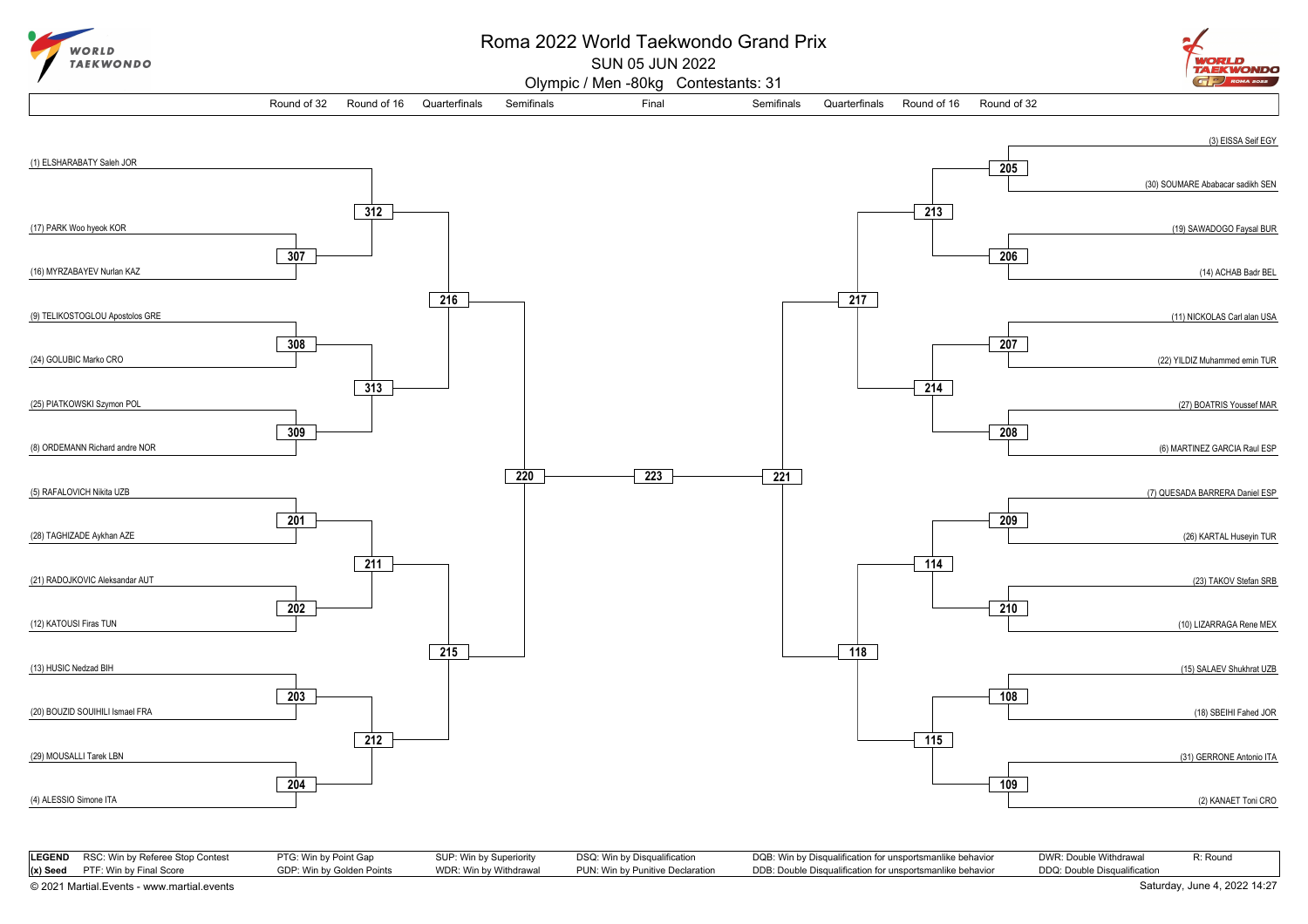# Roma 2022 World Taekwondo Grand Prix

SUN 05 JUN 2022

Olympic / Men -80kg Contestants: 31

## Left side of bracket

| Round of 32 | Match (R32) | Match (R16) | Match (QF) | Match (SF) |
|---|---|---|---|---|
| (1) ELSHARABATY Saleh JOR | | 312 | 216 | 220 |
| (17) PARK Woo hyeok KOR | 307 | 312 | 216 | 220 |
| (16) MYRZABAYEV Nurlan KAZ | 307 | 312 | 216 | 220 |
| (9) TELIKOSTOGLOU Apostolos GRE | 308 | 313 | 216 | 220 |
| (24) GOLUBIC Marko CRO | 308 | 313 | 216 | 220 |
| (25) PIATKOWSKI Szymon POL | 309 | 313 | 216 | 220 |
| (8) ORDEMANN Richard andre NOR | 309 | 313 | 216 | 220 |
| (5) RAFALOVICH Nikita UZB | 201 | 211 | 215 | 220 |
| (28) TAGHIZADE Aykhan AZE | 201 | 211 | 215 | 220 |
| (21) RADOJKOVIC Aleksandar AUT | 202 | 211 | 215 | 220 |
| (12) KATOUSI Firas TUN | 202 | 211 | 215 | 220 |
| (13) HUSIC Nedzad BIH | 203 | 212 | 215 | 220 |
| (20) BOUZID SOUIHILI Ismael FRA | 203 | 212 | 215 | 220 |
| (29) MOUSALLI Tarek LBN | 204 | 212 | 215 | 220 |
| (4) ALESSIO Simone ITA | 204 | 212 | 215 | 220 |

## Final

Final: 223 (220 vs 221)

## Right side of bracket

| Round of 32 | Match (R32) | Match (R16) | Match (QF) | Match (SF) |
|---|---|---|---|---|
| (3) EISSA Seif EGY | 205 | 213 | 217 | 221 |
| (30) SOUMARE Ababacar sadikh SEN | 205 | 213 | 217 | 221 |
| (19) SAWADOGO Faysal BUR | 206 | 213 | 217 | 221 |
| (14) ACHAB Badr BEL | 206 | 213 | 217 | 221 |
| (11) NICKOLAS Carl alan USA | 207 | 214 | 217 | 221 |
| (22) YILDIZ Muhammed emin TUR | 207 | 214 | 217 | 221 |
| (27) BOATRIS Youssef MAR | 208 | 214 | 217 | 221 |
| (6) MARTINEZ GARCIA Raul ESP | 208 | 214 | 217 | 221 |
| (7) QUESADA BARRERA Daniel ESP | 209 | 114 | 118 | 221 |
| (26) KARTAL Huseyin TUR | 209 | 114 | 118 | 221 |
| (23) TAKOV Stefan SRB | 210 | 114 | 118 | 221 |
| (10) LIZARRAGA Rene MEX | 210 | 114 | 118 | 221 |
| (15) SALAEV Shukhrat UZB | 108 | 115 | 118 | 221 |
| (18) SBEIHI Fahed JOR | 108 | 115 | 118 | 221 |
| (31) GERRONE Antonio ITA | 109 | 115 | 118 | 221 |
| (2) KANAET Toni CRO | 109 | 115 | 118 | 221 |

| LEGEND | | | | | | |
|---|---|---|---|---|---|---|
| RSC: Win by Referee Stop Contest | PTG: Win by Point Gap | SUP: Win by Superiority | DSQ: Win by Disqualification | DQB: Win by Disqualification for unsportsmanlike behavior | DWR: Double Withdrawal | R: Round |
| (x) Seed — PTF: Win by Final Score | GDP: Win by Golden Points | WDR: Win by Withdrawal | PUN: Win by Punitive Declaration | DDB: Double Disqualification for unsportsmanlike behavior | DDQ: Double Disqualification | |

© 2021 Martial.Events - www.martial.events

Saturday, June 4, 2022 14:27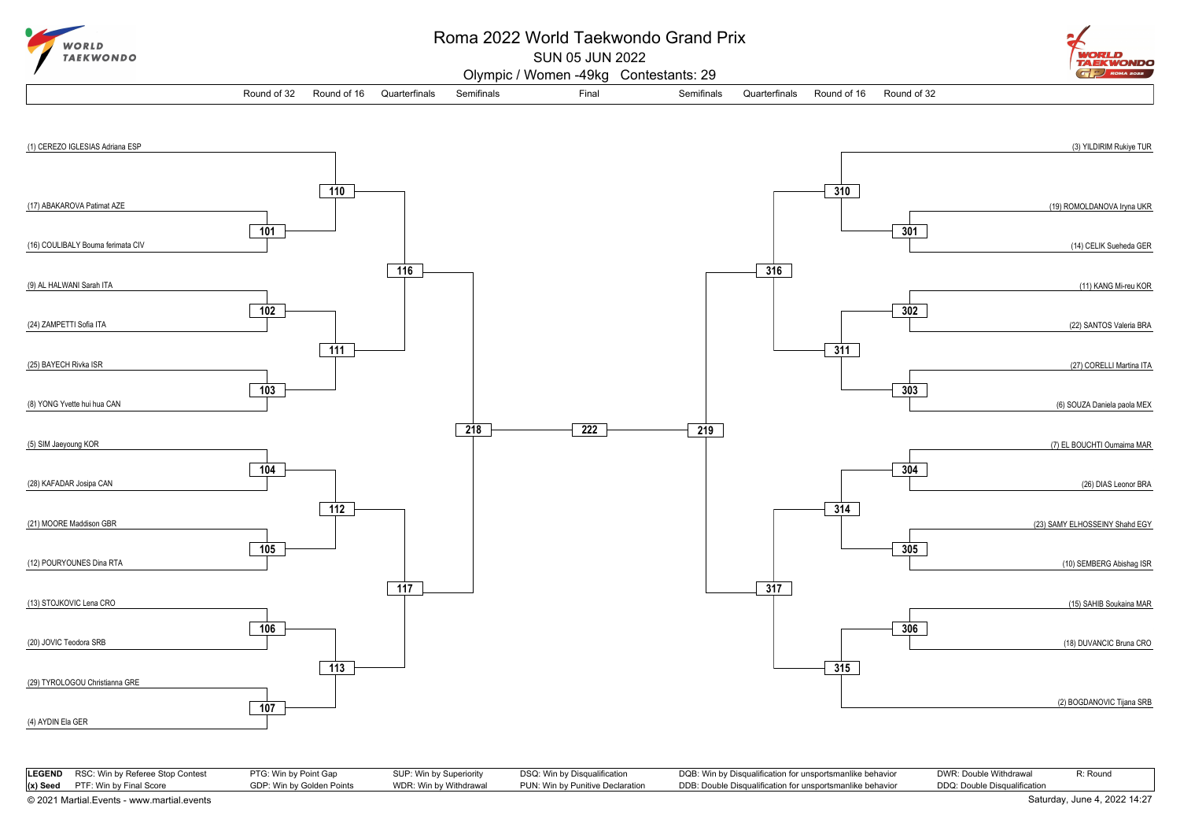# Roma 2022 World Taekwondo Grand Prix

SUN 05 JUN 2022

Olympic / Women -49kg Contestants: 29

Round of 32 | Round of 16 | Quarterfinals | Semifinals | Final | Semifinals | Quarterfinals | Round of 16 | Round of 32

(1) CEREZO IGLESIAS Adriana ESP

110

(17) ABAKAROVA Patimat AZE

101

(16) COULIBALY Bouma ferimata CIV

116

(9) AL HALWANI Sarah ITA

102

(24) ZAMPETTI Sofia ITA

111

(25) BAYECH Rivka ISR

103

(8) YONG Yvette hui hua CAN

218

222

219

(5) SIM Jaeyoung KOR

104

(28) KAFADAR Josipa CAN

112

(21) MOORE Maddison GBR

105

(12) POURYOUNES Dina RTA

117

(13) STOJKOVIC Lena CRO

106

(20) JOVIC Teodora SRB

113

(29) TYROLOGOU Christianna GRE

107

(4) AYDIN Ela GER

(3) YILDIRIM Rukiye TUR

310

(19) ROMOLDANOVA Iryna UKR

301

(14) CELIK Sueheda GER

316

(11) KANG Mi-reu KOR

302

(22) SANTOS Valeria BRA

311

(27) CORELLI Martina ITA

303

(6) SOUZA Daniela paola MEX

(7) EL BOUCHTI Oumaima MAR

304

(26) DIAS Leonor BRA

314

(23) SAMY ELHOSSEINY Shahd EGY

305

(10) SEMBERG Abishag ISR

317

(15) SAHIB Soukaina MAR

306

(18) DUVANCIC Bruna CRO

315

(2) BOGDANOVIC Tijana SRB

| | | | | | | |
|---|---|---|---|---|---|---|
| **LEGEND** RSC: Win by Referee Stop Contest | PTG: Win by Point Gap | SUP: Win by Superiority | DSQ: Win by Disqualification | DQB: Win by Disqualification for unsportsmanlike behavior | DWR: Double Withdrawal | R: Round |
| **(x) Seed** PTF: Win by Final Score | GDP: Win by Golden Points | WDR: Win by Withdrawal | PUN: Win by Punitive Declaration | DDB: Double Disqualification for unsportsmanlike behavior | DDQ: Double Disqualification | |

© 2021 Martial.Events - www.martial.events

Saturday, June 4, 2022 14:27